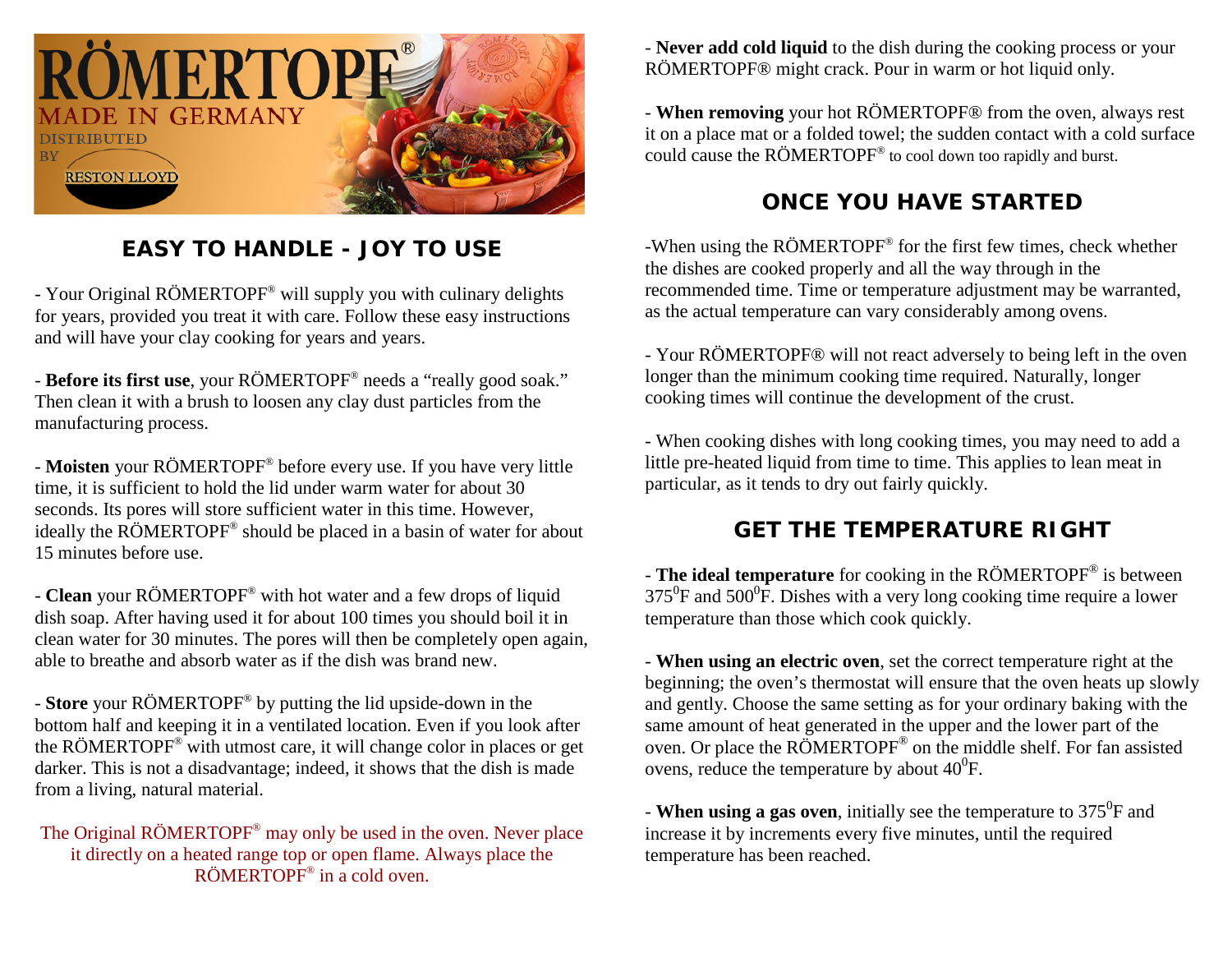RÖMERTOPF®

MADE IN GERMANY

DISTRIBUTED BY

RESTON LLOYD

## EASY TO HANDLE - JOY TO USE

- Your Original RÖMERTOPF® will supply you with culinary delights for years, provided you treat it with care. Follow these easy instructions and will have your clay cooking for years and years.

- **Before its first use**, your RÖMERTOPF® needs a "really good soak." Then clean it with a brush to loosen any clay dust particles from the manufacturing process.

- **Moisten** your RÖMERTOPF® before every use. If you have very little time, it is sufficient to hold the lid under warm water for about 30 seconds. Its pores will store sufficient water in this time. However, ideally the RÖMERTOPF® should be placed in a basin of water for about 15 minutes before use.

- **Clean** your RÖMERTOPF® with hot water and a few drops of liquid dish soap. After having used it for about 100 times you should boil it in clean water for 30 minutes. The pores will then be completely open again, able to breathe and absorb water as if the dish was brand new.

- **Store** your RÖMERTOPF® by putting the lid upside-down in the bottom half and keeping it in a ventilated location. Even if you look after the RÖMERTOPF® with utmost care, it will change color in places or get darker. This is not a disadvantage; indeed, it shows that the dish is made from a living, natural material.

The Original RÖMERTOPF® may only be used in the oven. Never place it directly on a heated range top or open flame. Always place the RÖMERTOPF® in a cold oven.

- **Never add cold liquid** to the dish during the cooking process or your RÖMERTOPF® might crack. Pour in warm or hot liquid only.

- **When removing** your hot RÖMERTOPF® from the oven, always rest it on a place mat or a folded towel; the sudden contact with a cold surface could cause the RÖMERTOPF® to cool down too rapidly and burst.

## ONCE YOU HAVE STARTED

-When using the RÖMERTOPF® for the first few times, check whether the dishes are cooked properly and all the way through in the recommended time. Time or temperature adjustment may be warranted, as the actual temperature can vary considerably among ovens.

- Your RÖMERTOPF® will not react adversely to being left in the oven longer than the minimum cooking time required. Naturally, longer cooking times will continue the development of the crust.

- When cooking dishes with long cooking times, you may need to add a little pre-heated liquid from time to time. This applies to lean meat in particular, as it tends to dry out fairly quickly.

## GET THE TEMPERATURE RIGHT

- **The ideal temperature** for cooking in the RÖMERTOPF® is between $375^0$F and $500^0$F. Dishes with a very long cooking time require a lower temperature than those which cook quickly.

- **When using an electric oven**, set the correct temperature right at the beginning; the oven's thermostat will ensure that the oven heats up slowly and gently. Choose the same setting as for your ordinary baking with the same amount of heat generated in the upper and the lower part of the oven. Or place the RÖMERTOPF® on the middle shelf. For fan assisted ovens, reduce the temperature by about $40^0$F.

- **When using a gas oven**, initially see the temperature to $375^0$F and increase it by increments every five minutes, until the required temperature has been reached.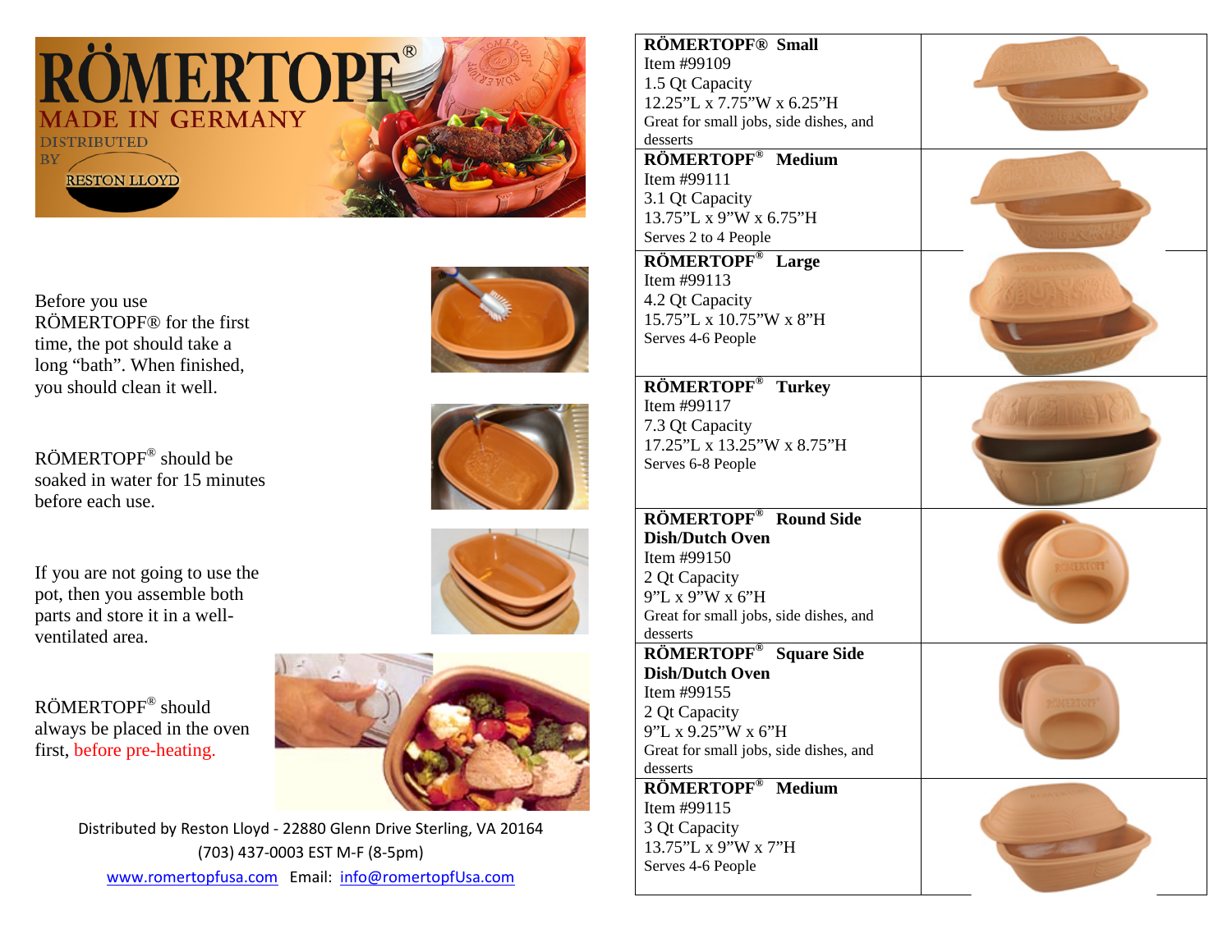# RÖMERTOPF®

MADE IN GERMANY

DISTRIBUTED BY RESTON LLOYD

Before you use RÖMERTOPF® for the first time, the pot should take a long "bath". When finished, you should clean it well.

RÖMERTOPF® should be soaked in water for 15 minutes before each use.

If you are not going to use the pot, then you assemble both parts and store it in a well-ventilated area.

RÖMERTOPF® should always be placed in the oven first, before pre-heating.

Distributed by Reston Lloyd - 22880 Glenn Drive Sterling, VA 20164
(703) 437-0003 EST M-F (8-5pm)
www.romertopfusa.com Email: info@romertopfUsa.com

| | |
|---|---|
| **RÖMERTOPF® Small**<br>Item #99109<br>1.5 Qt Capacity<br>12.25"L x 7.75"W x 6.25"H<br>Great for small jobs, side dishes, and desserts | |
| **RÖMERTOPF® Medium**<br>Item #99111<br>3.1 Qt Capacity<br>13.75"L x 9"W x 6.75"H<br>Serves 2 to 4 People | |
| **RÖMERTOPF® Large**<br>Item #99113<br>4.2 Qt Capacity<br>15.75"L x 10.75"W x 8"H<br>Serves 4-6 People | |
| **RÖMERTOPF® Turkey**<br>Item #99117<br>7.3 Qt Capacity<br>17.25"L x 13.25"W x 8.75"H<br>Serves 6-8 People | |
| **RÖMERTOPF® Round Side Dish/Dutch Oven**<br>Item #99150<br>2 Qt Capacity<br>9"L x 9"W x 6"H<br>Great for small jobs, side dishes, and desserts | |
| **RÖMERTOPF® Square Side Dish/Dutch Oven**<br>Item #99155<br>2 Qt Capacity<br>9"L x 9.25"W x 6"H<br>Great for small jobs, side dishes, and desserts | |
| **RÖMERTOPF® Medium**<br>Item #99115<br>3 Qt Capacity<br>13.75"L x 9"W x 7"H<br>Serves 4-6 People | |